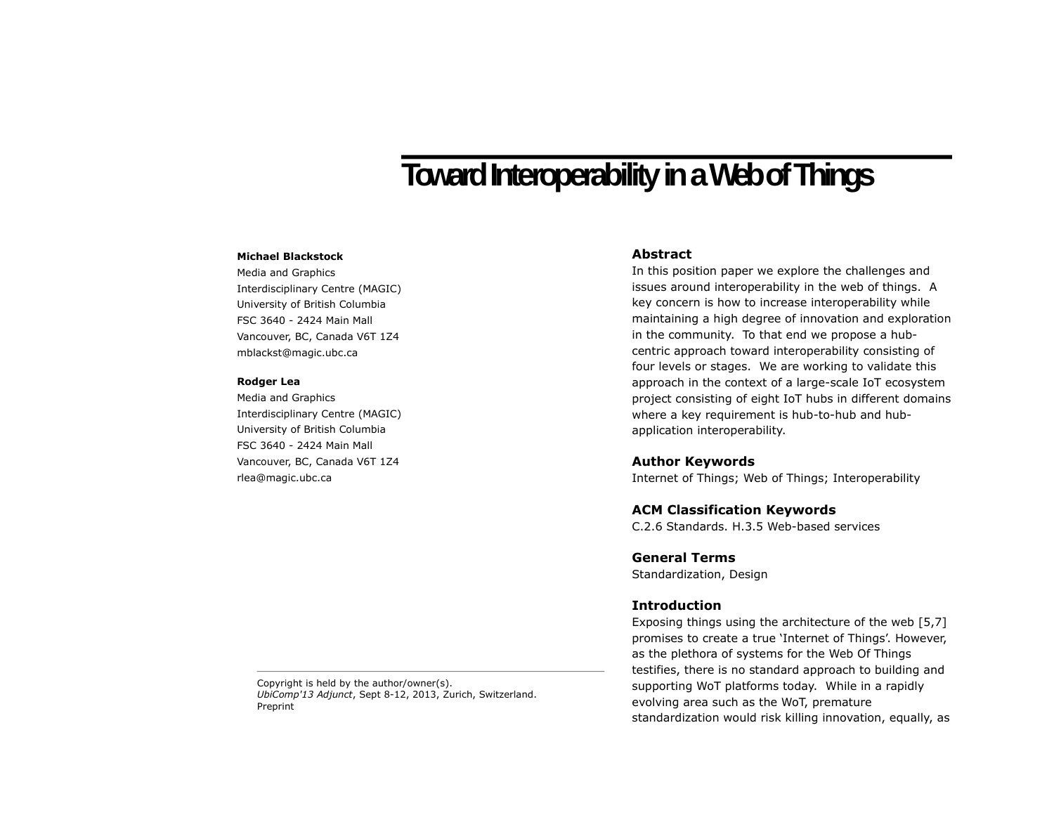# Toward Interoperability in a Web of Things

**Michael Blackstock**
Media and Graphics
Interdisciplinary Centre (MAGIC)
University of British Columbia
FSC 3640 - 2424 Main Mall
Vancouver, BC, Canada V6T 1Z4
mblackst@magic.ubc.ca

**Rodger Lea**
Media and Graphics
Interdisciplinary Centre (MAGIC)
University of British Columbia
FSC 3640 - 2424 Main Mall
Vancouver, BC, Canada V6T 1Z4
rlea@magic.ubc.ca

Copyright is held by the author/owner(s).
*UbiComp'13 Adjunct*, Sept 8-12, 2013, Zurich, Switzerland.
Preprint

## Abstract

In this position paper we explore the challenges and issues around interoperability in the web of things. A key concern is how to increase interoperability while maintaining a high degree of innovation and exploration in the community. To that end we propose a hub-centric approach toward interoperability consisting of four levels or stages. We are working to validate this approach in the context of a large-scale IoT ecosystem project consisting of eight IoT hubs in different domains where a key requirement is hub-to-hub and hub-application interoperability.

## Author Keywords

Internet of Things; Web of Things; Interoperability

## ACM Classification Keywords

C.2.6 Standards. H.3.5 Web-based services

## General Terms

Standardization, Design

## Introduction

Exposing things using the architecture of the web [5,7] promises to create a true 'Internet of Things'. However, as the plethora of systems for the Web Of Things testifies, there is no standard approach to building and supporting WoT platforms today. While in a rapidly evolving area such as the WoT, premature standardization would risk killing innovation, equally, as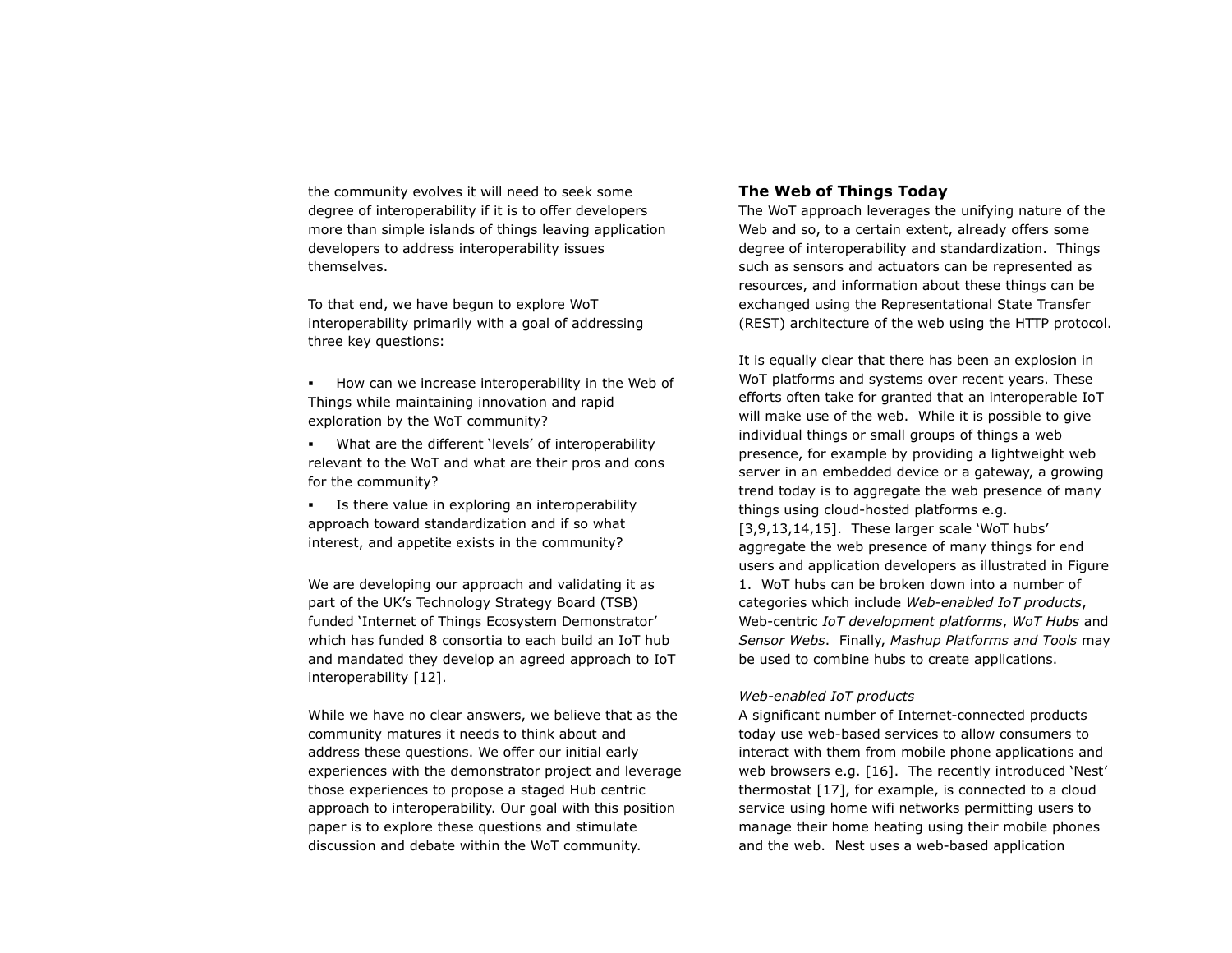the community evolves it will need to seek some degree of interoperability if it is to offer developers more than simple islands of things leaving application developers to address interoperability issues themselves.

To that end, we have begun to explore WoT interoperability primarily with a goal of addressing three key questions:

- How can we increase interoperability in the Web of Things while maintaining innovation and rapid exploration by the WoT community?
- What are the different 'levels' of interoperability relevant to the WoT and what are their pros and cons for the community?
- Is there value in exploring an interoperability approach toward standardization and if so what interest, and appetite exists in the community?

We are developing our approach and validating it as part of the UK's Technology Strategy Board (TSB) funded 'Internet of Things Ecosystem Demonstrator' which has funded 8 consortia to each build an IoT hub and mandated they develop an agreed approach to IoT interoperability [12].

While we have no clear answers, we believe that as the community matures it needs to think about and address these questions. We offer our initial early experiences with the demonstrator project and leverage those experiences to propose a staged Hub centric approach to interoperability. Our goal with this position paper is to explore these questions and stimulate discussion and debate within the WoT community.

## The Web of Things Today

The WoT approach leverages the unifying nature of the Web and so, to a certain extent, already offers some degree of interoperability and standardization. Things such as sensors and actuators can be represented as resources, and information about these things can be exchanged using the Representational State Transfer (REST) architecture of the web using the HTTP protocol.

It is equally clear that there has been an explosion in WoT platforms and systems over recent years. These efforts often take for granted that an interoperable IoT will make use of the web. While it is possible to give individual things or small groups of things a web presence, for example by providing a lightweight web server in an embedded device or a gateway, a growing trend today is to aggregate the web presence of many things using cloud-hosted platforms e.g. [3,9,13,14,15]. These larger scale 'WoT hubs' aggregate the web presence of many things for end users and application developers as illustrated in Figure 1. WoT hubs can be broken down into a number of categories which include *Web-enabled IoT products*, Web-centric *IoT development platforms*, *WoT Hubs* and *Sensor Webs*. Finally, *Mashup Platforms and Tools* may be used to combine hubs to create applications.

*Web-enabled IoT products*

A significant number of Internet-connected products today use web-based services to allow consumers to interact with them from mobile phone applications and web browsers e.g. [16]. The recently introduced 'Nest' thermostat [17], for example, is connected to a cloud service using home wifi networks permitting users to manage their home heating using their mobile phones and the web. Nest uses a web-based application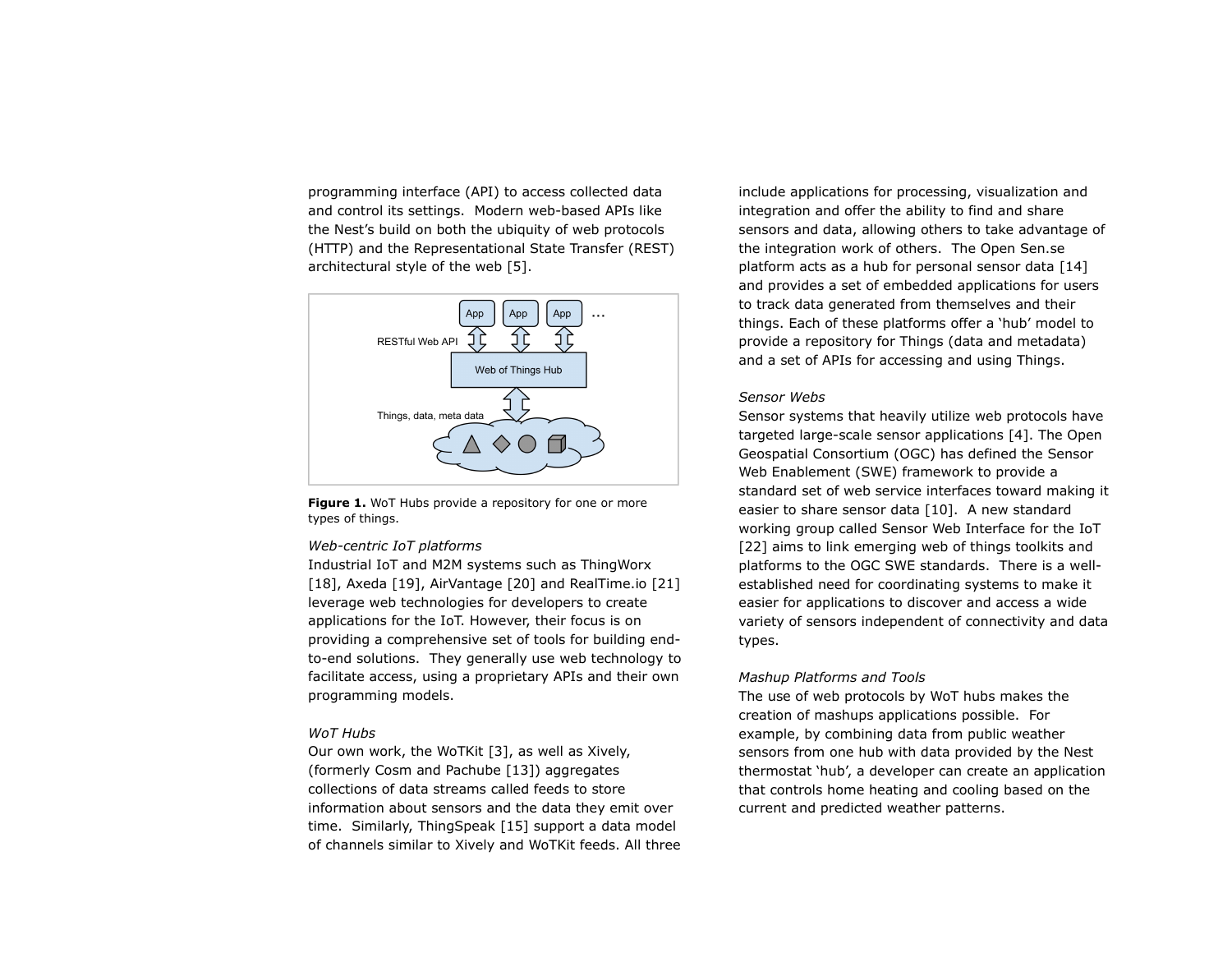programming interface (API) to access collected data and control its settings. Modern web-based APIs like the Nest's build on both the ubiquity of web protocols (HTTP) and the Representational State Transfer (REST) architectural style of the web [5].

**Figure 1.** WoT Hubs provide a repository for one or more types of things.

*Web-centric IoT platforms*

Industrial IoT and M2M systems such as ThingWorx [18], Axeda [19], AirVantage [20] and RealTime.io [21] leverage web technologies for developers to create applications for the IoT. However, their focus is on providing a comprehensive set of tools for building end-to-end solutions. They generally use web technology to facilitate access, using a proprietary APIs and their own programming models.

*WoT Hubs*

Our own work, the WoTKit [3], as well as Xively, (formerly Cosm and Pachube [13]) aggregates collections of data streams called feeds to store information about sensors and the data they emit over time. Similarly, ThingSpeak [15] support a data model of channels similar to Xively and WoTKit feeds. All three include applications for processing, visualization and integration and offer the ability to find and share sensors and data, allowing others to take advantage of the integration work of others. The Open Sen.se platform acts as a hub for personal sensor data [14] and provides a set of embedded applications for users to track data generated from themselves and their things. Each of these platforms offer a 'hub' model to provide a repository for Things (data and metadata) and a set of APIs for accessing and using Things.

*Sensor Webs*

Sensor systems that heavily utilize web protocols have targeted large-scale sensor applications [4]. The Open Geospatial Consortium (OGC) has defined the Sensor Web Enablement (SWE) framework to provide a standard set of web service interfaces toward making it easier to share sensor data [10]. A new standard working group called Sensor Web Interface for the IoT [22] aims to link emerging web of things toolkits and platforms to the OGC SWE standards. There is a well-established need for coordinating systems to make it easier for applications to discover and access a wide variety of sensors independent of connectivity and data types.

*Mashup Platforms and Tools*

The use of web protocols by WoT hubs makes the creation of mashups applications possible. For example, by combining data from public weather sensors from one hub with data provided by the Nest thermostat 'hub', a developer can create an application that controls home heating and cooling based on the current and predicted weather patterns.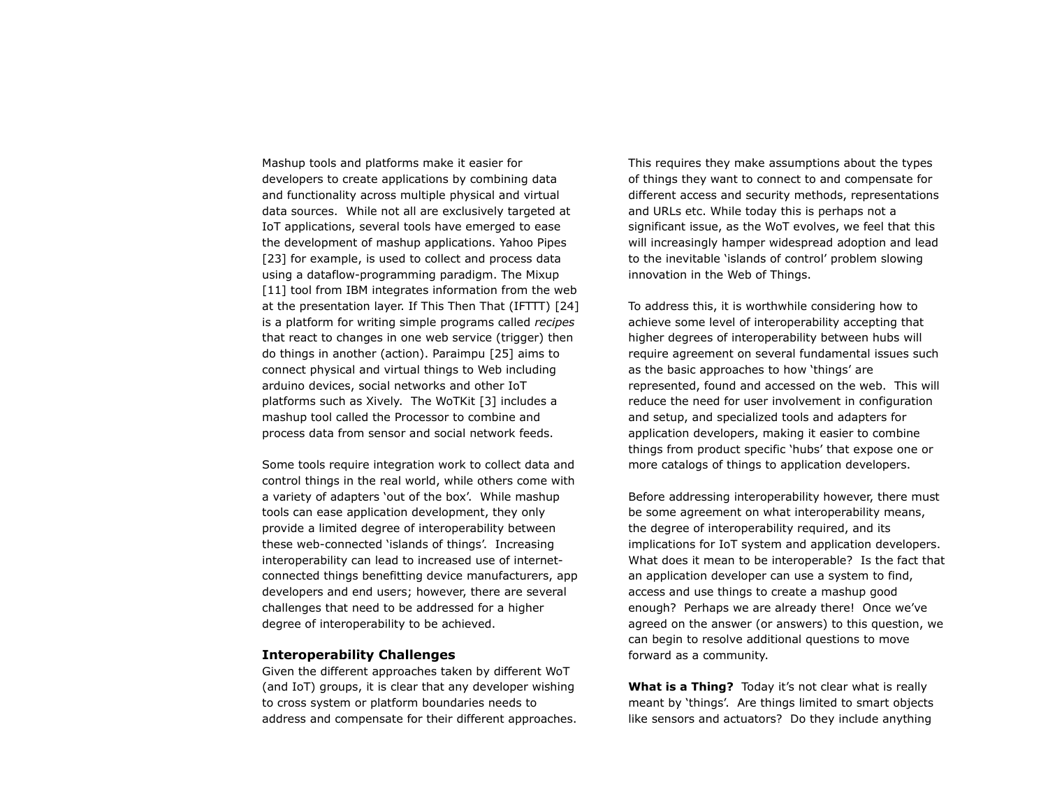Mashup tools and platforms make it easier for developers to create applications by combining data and functionality across multiple physical and virtual data sources. While not all are exclusively targeted at IoT applications, several tools have emerged to ease the development of mashup applications. Yahoo Pipes [23] for example, is used to collect and process data using a dataflow-programming paradigm. The Mixup [11] tool from IBM integrates information from the web at the presentation layer. If This Then That (IFTTT) [24] is a platform for writing simple programs called *recipes* that react to changes in one web service (trigger) then do things in another (action). Paraimpu [25] aims to connect physical and virtual things to Web including arduino devices, social networks and other IoT platforms such as Xively. The WoTKit [3] includes a mashup tool called the Processor to combine and process data from sensor and social network feeds.

Some tools require integration work to collect data and control things in the real world, while others come with a variety of adapters 'out of the box'. While mashup tools can ease application development, they only provide a limited degree of interoperability between these web-connected 'islands of things'. Increasing interoperability can lead to increased use of internet-connected things benefitting device manufacturers, app developers and end users; however, there are several challenges that need to be addressed for a higher degree of interoperability to be achieved.

### Interoperability Challenges

Given the different approaches taken by different WoT (and IoT) groups, it is clear that any developer wishing to cross system or platform boundaries needs to address and compensate for their different approaches. This requires they make assumptions about the types of things they want to connect to and compensate for different access and security methods, representations and URLs etc. While today this is perhaps not a significant issue, as the WoT evolves, we feel that this will increasingly hamper widespread adoption and lead to the inevitable 'islands of control' problem slowing innovation in the Web of Things.

To address this, it is worthwhile considering how to achieve some level of interoperability accepting that higher degrees of interoperability between hubs will require agreement on several fundamental issues such as the basic approaches to how 'things' are represented, found and accessed on the web. This will reduce the need for user involvement in configuration and setup, and specialized tools and adapters for application developers, making it easier to combine things from product specific 'hubs' that expose one or more catalogs of things to application developers.

Before addressing interoperability however, there must be some agreement on what interoperability means, the degree of interoperability required, and its implications for IoT system and application developers. What does it mean to be interoperable? Is the fact that an application developer can use a system to find, access and use things to create a mashup good enough? Perhaps we are already there! Once we've agreed on the answer (or answers) to this question, we can begin to resolve additional questions to move forward as a community.

**What is a Thing?** Today it's not clear what is really meant by 'things'. Are things limited to smart objects like sensors and actuators? Do they include anything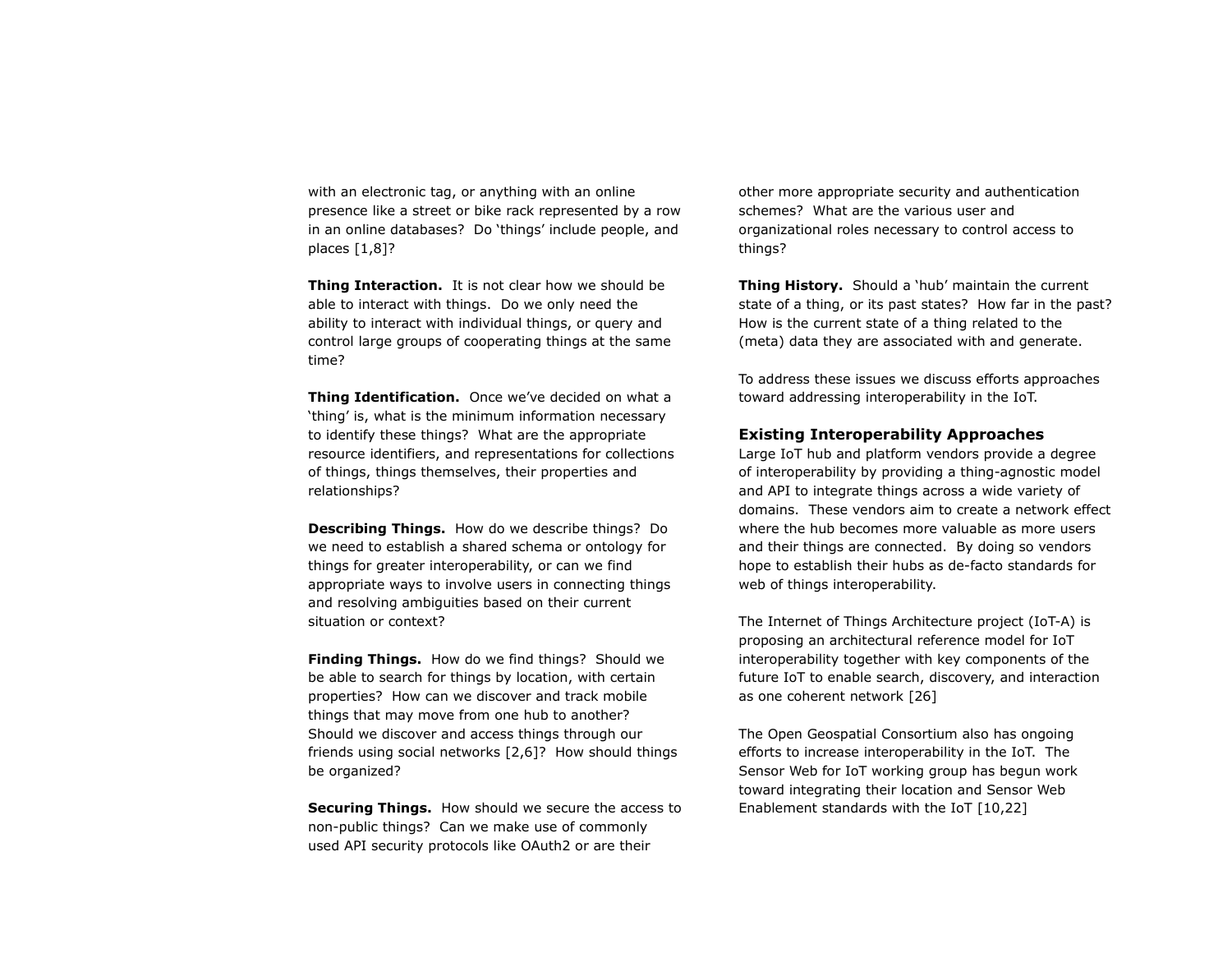with an electronic tag, or anything with an online presence like a street or bike rack represented by a row in an online databases? Do 'things' include people, and places [1,8]?

**Thing Interaction.** It is not clear how we should be able to interact with things. Do we only need the ability to interact with individual things, or query and control large groups of cooperating things at the same time?

**Thing Identification.** Once we've decided on what a 'thing' is, what is the minimum information necessary to identify these things? What are the appropriate resource identifiers, and representations for collections of things, things themselves, their properties and relationships?

**Describing Things.** How do we describe things? Do we need to establish a shared schema or ontology for things for greater interoperability, or can we find appropriate ways to involve users in connecting things and resolving ambiguities based on their current situation or context?

**Finding Things.** How do we find things? Should we be able to search for things by location, with certain properties? How can we discover and track mobile things that may move from one hub to another? Should we discover and access things through our friends using social networks [2,6]? How should things be organized?

**Securing Things.** How should we secure the access to non-public things? Can we make use of commonly used API security protocols like OAuth2 or are their other more appropriate security and authentication schemes? What are the various user and organizational roles necessary to control access to things?

**Thing History.** Should a 'hub' maintain the current state of a thing, or its past states? How far in the past? How is the current state of a thing related to the (meta) data they are associated with and generate.

To address these issues we discuss efforts approaches toward addressing interoperability in the IoT.

## Existing Interoperability Approaches

Large IoT hub and platform vendors provide a degree of interoperability by providing a thing-agnostic model and API to integrate things across a wide variety of domains. These vendors aim to create a network effect where the hub becomes more valuable as more users and their things are connected. By doing so vendors hope to establish their hubs as de-facto standards for web of things interoperability.

The Internet of Things Architecture project (IoT-A) is proposing an architectural reference model for IoT interoperability together with key components of the future IoT to enable search, discovery, and interaction as one coherent network [26]

The Open Geospatial Consortium also has ongoing efforts to increase interoperability in the IoT. The Sensor Web for IoT working group has begun work toward integrating their location and Sensor Web Enablement standards with the IoT [10,22]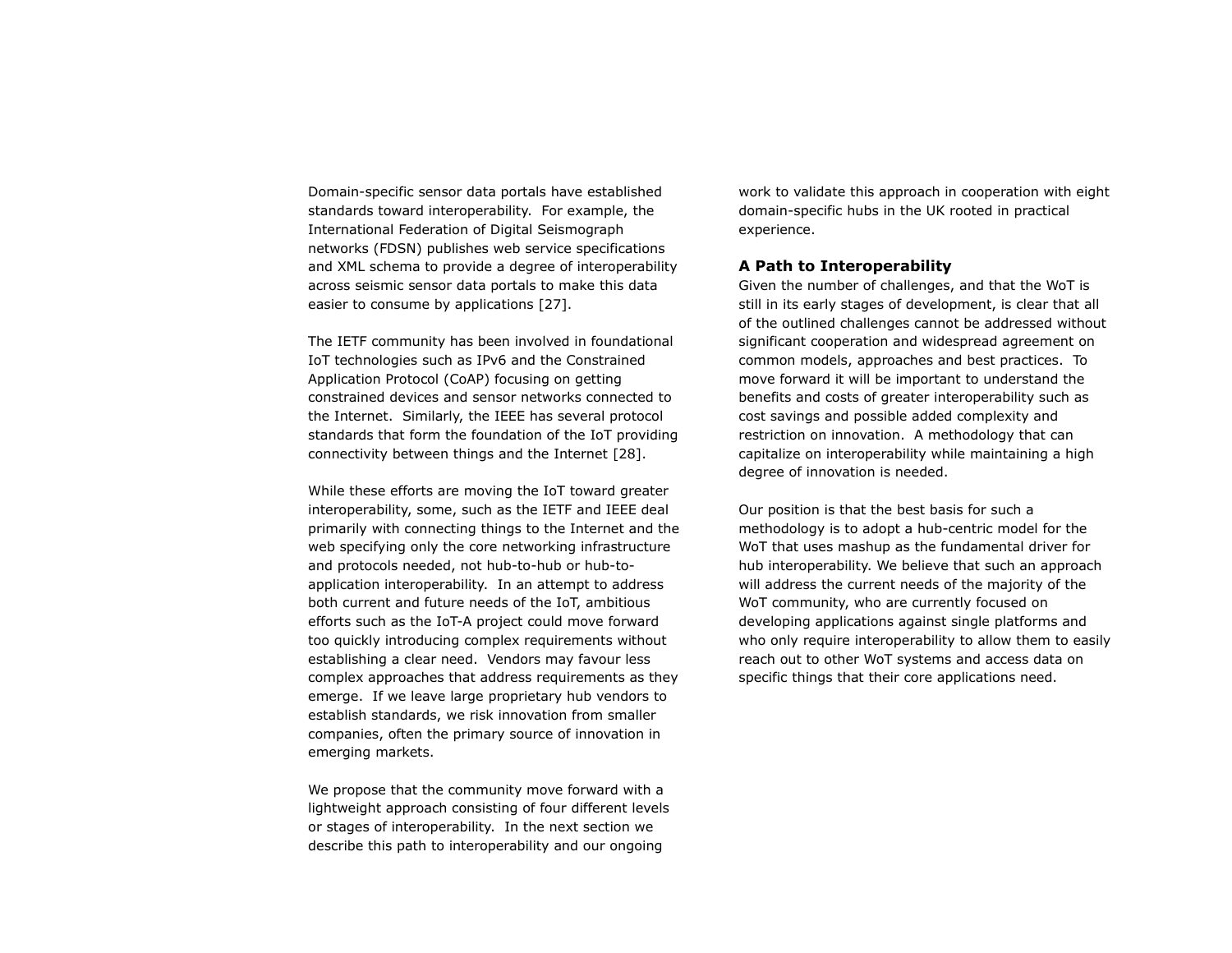Domain-specific sensor data portals have established standards toward interoperability. For example, the International Federation of Digital Seismograph networks (FDSN) publishes web service specifications and XML schema to provide a degree of interoperability across seismic sensor data portals to make this data easier to consume by applications [27].

The IETF community has been involved in foundational IoT technologies such as IPv6 and the Constrained Application Protocol (CoAP) focusing on getting constrained devices and sensor networks connected to the Internet. Similarly, the IEEE has several protocol standards that form the foundation of the IoT providing connectivity between things and the Internet [28].

While these efforts are moving the IoT toward greater interoperability, some, such as the IETF and IEEE deal primarily with connecting things to the Internet and the web specifying only the core networking infrastructure and protocols needed, not hub-to-hub or hub-to-application interoperability. In an attempt to address both current and future needs of the IoT, ambitious efforts such as the IoT-A project could move forward too quickly introducing complex requirements without establishing a clear need. Vendors may favour less complex approaches that address requirements as they emerge. If we leave large proprietary hub vendors to establish standards, we risk innovation from smaller companies, often the primary source of innovation in emerging markets.

We propose that the community move forward with a lightweight approach consisting of four different levels or stages of interoperability. In the next section we describe this path to interoperability and our ongoing work to validate this approach in cooperation with eight domain-specific hubs in the UK rooted in practical experience.

## A Path to Interoperability

Given the number of challenges, and that the WoT is still in its early stages of development, is clear that all of the outlined challenges cannot be addressed without significant cooperation and widespread agreement on common models, approaches and best practices. To move forward it will be important to understand the benefits and costs of greater interoperability such as cost savings and possible added complexity and restriction on innovation. A methodology that can capitalize on interoperability while maintaining a high degree of innovation is needed.

Our position is that the best basis for such a methodology is to adopt a hub-centric model for the WoT that uses mashup as the fundamental driver for hub interoperability. We believe that such an approach will address the current needs of the majority of the WoT community, who are currently focused on developing applications against single platforms and who only require interoperability to allow them to easily reach out to other WoT systems and access data on specific things that their core applications need.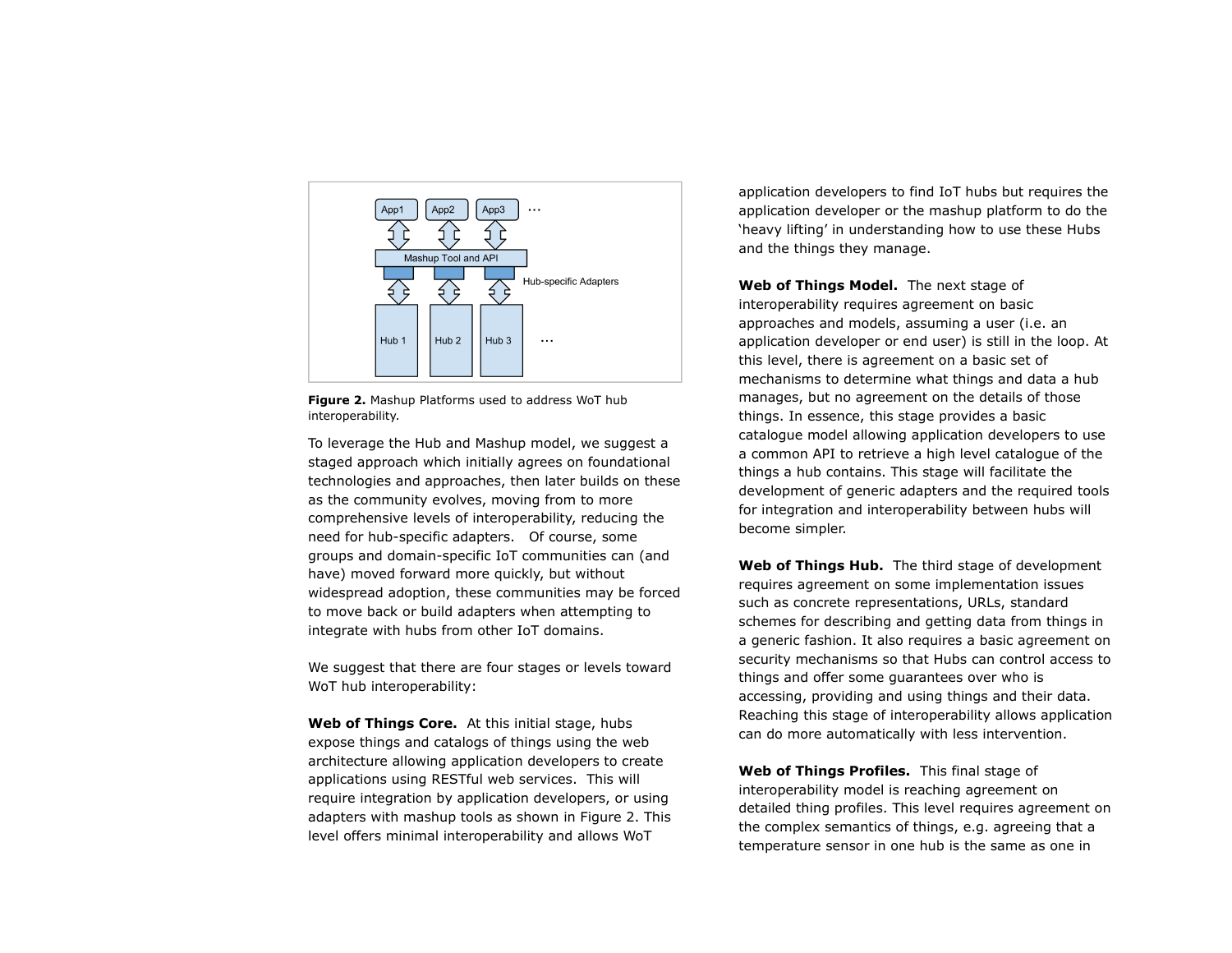**Figure 2.** Mashup Platforms used to address WoT hub interoperability.

To leverage the Hub and Mashup model, we suggest a staged approach which initially agrees on foundational technologies and approaches, then later builds on these as the community evolves, moving from to more comprehensive levels of interoperability, reducing the need for hub-specific adapters. Of course, some groups and domain-specific IoT communities can (and have) moved forward more quickly, but without widespread adoption, these communities may be forced to move back or build adapters when attempting to integrate with hubs from other IoT domains.

We suggest that there are four stages or levels toward WoT hub interoperability:

**Web of Things Core.** At this initial stage, hubs expose things and catalogs of things using the web architecture allowing application developers to create applications using RESTful web services. This will require integration by application developers, or using adapters with mashup tools as shown in Figure 2. This level offers minimal interoperability and allows WoT application developers to find IoT hubs but requires the application developer or the mashup platform to do the 'heavy lifting' in understanding how to use these Hubs and the things they manage.

**Web of Things Model.** The next stage of interoperability requires agreement on basic approaches and models, assuming a user (i.e. an application developer or end user) is still in the loop. At this level, there is agreement on a basic set of mechanisms to determine what things and data a hub manages, but no agreement on the details of those things. In essence, this stage provides a basic catalogue model allowing application developers to use a common API to retrieve a high level catalogue of the things a hub contains. This stage will facilitate the development of generic adapters and the required tools for integration and interoperability between hubs will become simpler.

**Web of Things Hub.** The third stage of development requires agreement on some implementation issues such as concrete representations, URLs, standard schemes for describing and getting data from things in a generic fashion. It also requires a basic agreement on security mechanisms so that Hubs can control access to things and offer some guarantees over who is accessing, providing and using things and their data. Reaching this stage of interoperability allows application can do more automatically with less intervention.

**Web of Things Profiles.** This final stage of interoperability model is reaching agreement on detailed thing profiles. This level requires agreement on the complex semantics of things, e.g. agreeing that a temperature sensor in one hub is the same as one in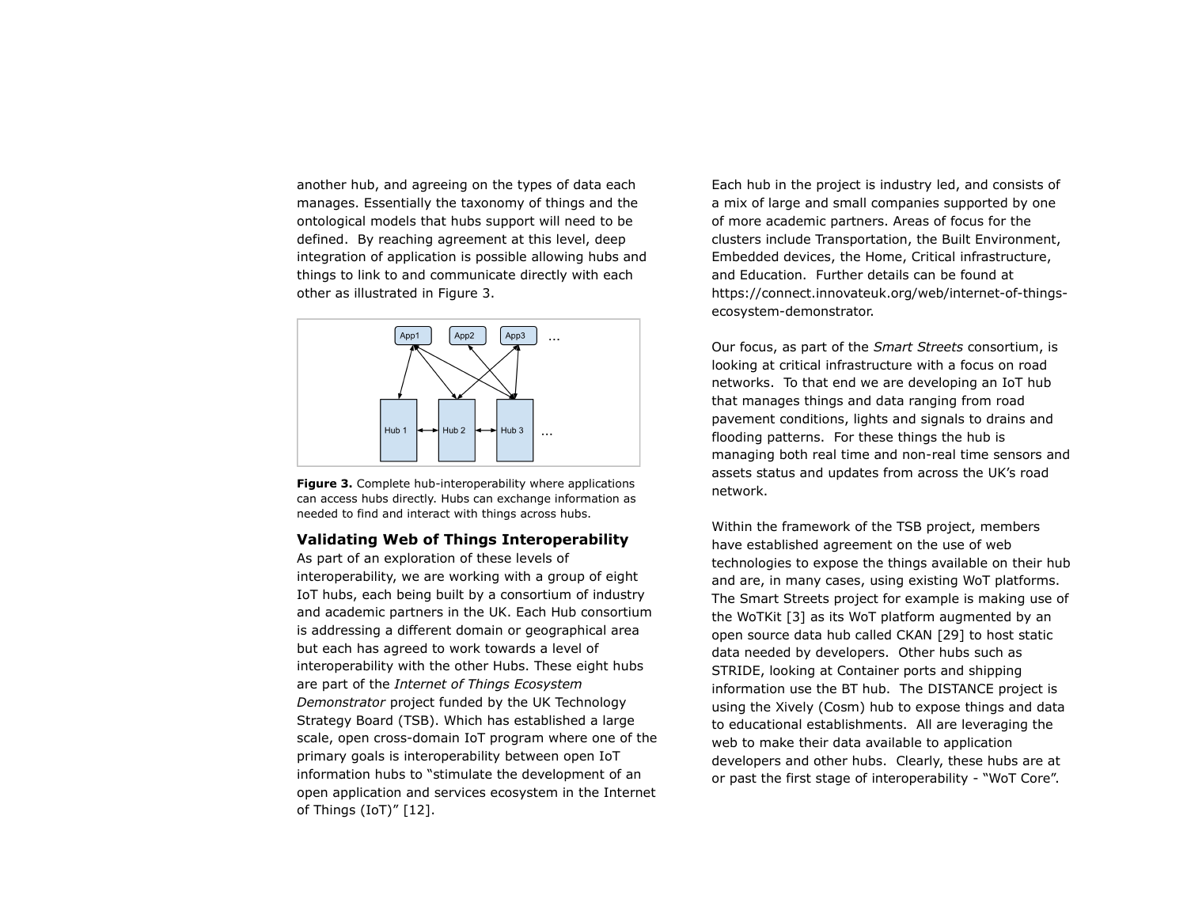another hub, and agreeing on the types of data each manages. Essentially the taxonomy of things and the ontological models that hubs support will need to be defined. By reaching agreement at this level, deep integration of application is possible allowing hubs and things to link to and communicate directly with each other as illustrated in Figure 3.

**Figure 3.** Complete hub-interoperability where applications can access hubs directly. Hubs can exchange information as needed to find and interact with things across hubs.

## Validating Web of Things Interoperability

As part of an exploration of these levels of interoperability, we are working with a group of eight IoT hubs, each being built by a consortium of industry and academic partners in the UK. Each Hub consortium is addressing a different domain or geographical area but each has agreed to work towards a level of interoperability with the other Hubs. These eight hubs are part of the *Internet of Things Ecosystem Demonstrator* project funded by the UK Technology Strategy Board (TSB). Which has established a large scale, open cross-domain IoT program where one of the primary goals is interoperability between open IoT information hubs to "stimulate the development of an open application and services ecosystem in the Internet of Things (IoT)" [12].

Each hub in the project is industry led, and consists of a mix of large and small companies supported by one of more academic partners. Areas of focus for the clusters include Transportation, the Built Environment, Embedded devices, the Home, Critical infrastructure, and Education. Further details can be found at https://connect.innovateuk.org/web/internet-of-things-ecosystem-demonstrator.

Our focus, as part of the *Smart Streets* consortium, is looking at critical infrastructure with a focus on road networks. To that end we are developing an IoT hub that manages things and data ranging from road pavement conditions, lights and signals to drains and flooding patterns. For these things the hub is managing both real time and non-real time sensors and assets status and updates from across the UK's road network.

Within the framework of the TSB project, members have established agreement on the use of web technologies to expose the things available on their hub and are, in many cases, using existing WoT platforms. The Smart Streets project for example is making use of the WoTKit [3] as its WoT platform augmented by an open source data hub called CKAN [29] to host static data needed by developers. Other hubs such as STRIDE, looking at Container ports and shipping information use the BT hub. The DISTANCE project is using the Xively (Cosm) hub to expose things and data to educational establishments. All are leveraging the web to make their data available to application developers and other hubs. Clearly, these hubs are at or past the first stage of interoperability - "WoT Core".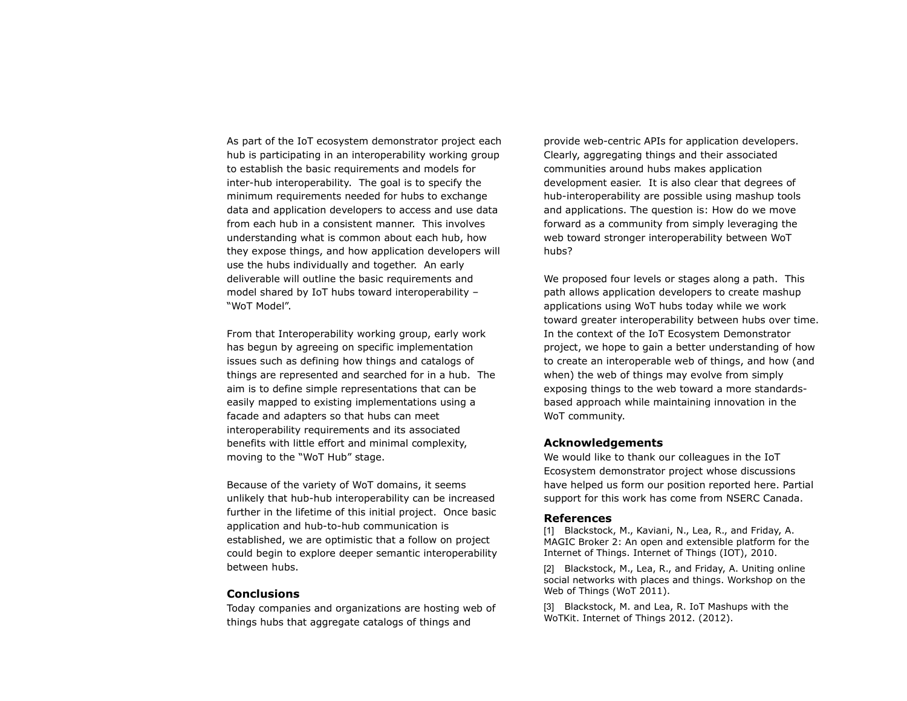As part of the IoT ecosystem demonstrator project each hub is participating in an interoperability working group to establish the basic requirements and models for inter-hub interoperability. The goal is to specify the minimum requirements needed for hubs to exchange data and application developers to access and use data from each hub in a consistent manner. This involves understanding what is common about each hub, how they expose things, and how application developers will use the hubs individually and together. An early deliverable will outline the basic requirements and model shared by IoT hubs toward interoperability – "WoT Model".

From that Interoperability working group, early work has begun by agreeing on specific implementation issues such as defining how things and catalogs of things are represented and searched for in a hub. The aim is to define simple representations that can be easily mapped to existing implementations using a facade and adapters so that hubs can meet interoperability requirements and its associated benefits with little effort and minimal complexity, moving to the "WoT Hub" stage.

Because of the variety of WoT domains, it seems unlikely that hub-hub interoperability can be increased further in the lifetime of this initial project. Once basic application and hub-to-hub communication is established, we are optimistic that a follow on project could begin to explore deeper semantic interoperability between hubs.

### Conclusions

Today companies and organizations are hosting web of things hubs that aggregate catalogs of things and provide web-centric APIs for application developers. Clearly, aggregating things and their associated communities around hubs makes application development easier. It is also clear that degrees of hub-interoperability are possible using mashup tools and applications. The question is: How do we move forward as a community from simply leveraging the web toward stronger interoperability between WoT hubs?

We proposed four levels or stages along a path. This path allows application developers to create mashup applications using WoT hubs today while we work toward greater interoperability between hubs over time. In the context of the IoT Ecosystem Demonstrator project, we hope to gain a better understanding of how to create an interoperable web of things, and how (and when) the web of things may evolve from simply exposing things to the web toward a more standards-based approach while maintaining innovation in the WoT community.

### Acknowledgements

We would like to thank our colleagues in the IoT Ecosystem demonstrator project whose discussions have helped us form our position reported here. Partial support for this work has come from NSERC Canada.

### References

[1] Blackstock, M., Kaviani, N., Lea, R., and Friday, A. MAGIC Broker 2: An open and extensible platform for the Internet of Things. Internet of Things (IOT), 2010.

[2] Blackstock, M., Lea, R., and Friday, A. Uniting online social networks with places and things. Workshop on the Web of Things (WoT 2011).

[3] Blackstock, M. and Lea, R. IoT Mashups with the WoTKit. Internet of Things 2012. (2012).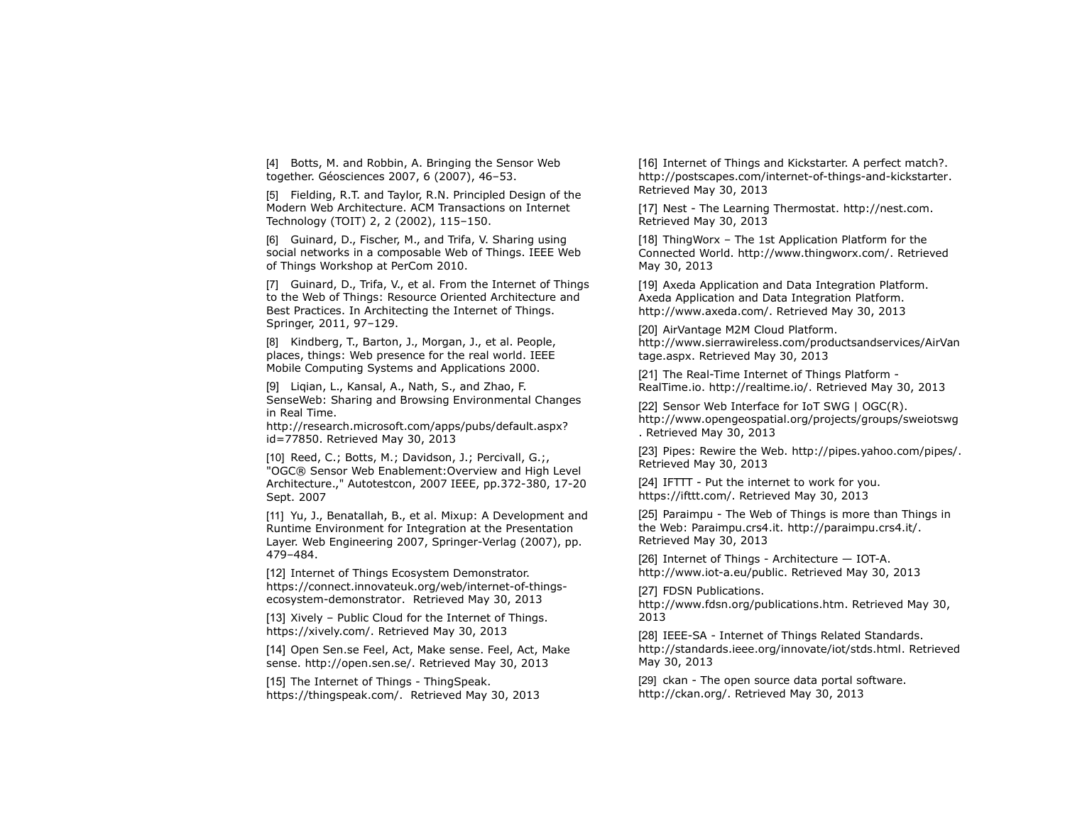[4] Botts, M. and Robbin, A. Bringing the Sensor Web together. Géosciences 2007, 6 (2007), 46–53.

[5] Fielding, R.T. and Taylor, R.N. Principled Design of the Modern Web Architecture. ACM Transactions on Internet Technology (TOIT) 2, 2 (2002), 115–150.

[6] Guinard, D., Fischer, M., and Trifa, V. Sharing using social networks in a composable Web of Things. IEEE Web of Things Workshop at PerCom 2010.

[7] Guinard, D., Trifa, V., et al. From the Internet of Things to the Web of Things: Resource Oriented Architecture and Best Practices. In Architecting the Internet of Things. Springer, 2011, 97–129.

[8] Kindberg, T., Barton, J., Morgan, J., et al. People, places, things: Web presence for the real world. IEEE Mobile Computing Systems and Applications 2000.

[9] Liqian, L., Kansal, A., Nath, S., and Zhao, F. SenseWeb: Sharing and Browsing Environmental Changes in Real Time. http://research.microsoft.com/apps/pubs/default.aspx?id=77850. Retrieved May 30, 2013

[10] Reed, C.; Botts, M.; Davidson, J.; Percivall, G.;, "OGC® Sensor Web Enablement:Overview and High Level Architecture.," Autotestcon, 2007 IEEE, pp.372-380, 17-20 Sept. 2007

[11] Yu, J., Benatallah, B., et al. Mixup: A Development and Runtime Environment for Integration at the Presentation Layer. Web Engineering 2007, Springer-Verlag (2007), pp. 479–484.

[12] Internet of Things Ecosystem Demonstrator. https://connect.innovateuk.org/web/internet-of-things-ecosystem-demonstrator. Retrieved May 30, 2013

[13] Xively – Public Cloud for the Internet of Things. https://xively.com/. Retrieved May 30, 2013

[14] Open Sen.se Feel, Act, Make sense. Feel, Act, Make sense. http://open.sen.se/. Retrieved May 30, 2013

[15] The Internet of Things - ThingSpeak. https://thingspeak.com/. Retrieved May 30, 2013

[16] Internet of Things and Kickstarter. A perfect match?. http://postscapes.com/internet-of-things-and-kickstarter. Retrieved May 30, 2013

[17] Nest - The Learning Thermostat. http://nest.com. Retrieved May 30, 2013

[18] ThingWorx – The 1st Application Platform for the Connected World. http://www.thingworx.com/. Retrieved May 30, 2013

[19] Axeda Application and Data Integration Platform. Axeda Application and Data Integration Platform. http://www.axeda.com/. Retrieved May 30, 2013

[20] AirVantage M2M Cloud Platform. http://www.sierrawireless.com/productsandservices/AirVantage.aspx. Retrieved May 30, 2013

[21] The Real-Time Internet of Things Platform - RealTime.io. http://realtime.io/. Retrieved May 30, 2013

[22] Sensor Web Interface for IoT SWG | OGC(R). http://www.opengeospatial.org/projects/groups/sweiotswg. Retrieved May 30, 2013

[23] Pipes: Rewire the Web. http://pipes.yahoo.com/pipes/. Retrieved May 30, 2013

[24] IFTTT - Put the internet to work for you. https://ifttt.com/. Retrieved May 30, 2013

[25] Paraimpu - The Web of Things is more than Things in the Web: Paraimpu.crs4.it. http://paraimpu.crs4.it/. Retrieved May 30, 2013

[26] Internet of Things - Architecture — IOT-A. http://www.iot-a.eu/public. Retrieved May 30, 2013

[27] FDSN Publications. http://www.fdsn.org/publications.htm. Retrieved May 30, 2013

[28] IEEE-SA - Internet of Things Related Standards. http://standards.ieee.org/innovate/iot/stds.html. Retrieved May 30, 2013

[29] ckan - The open source data portal software. http://ckan.org/. Retrieved May 30, 2013